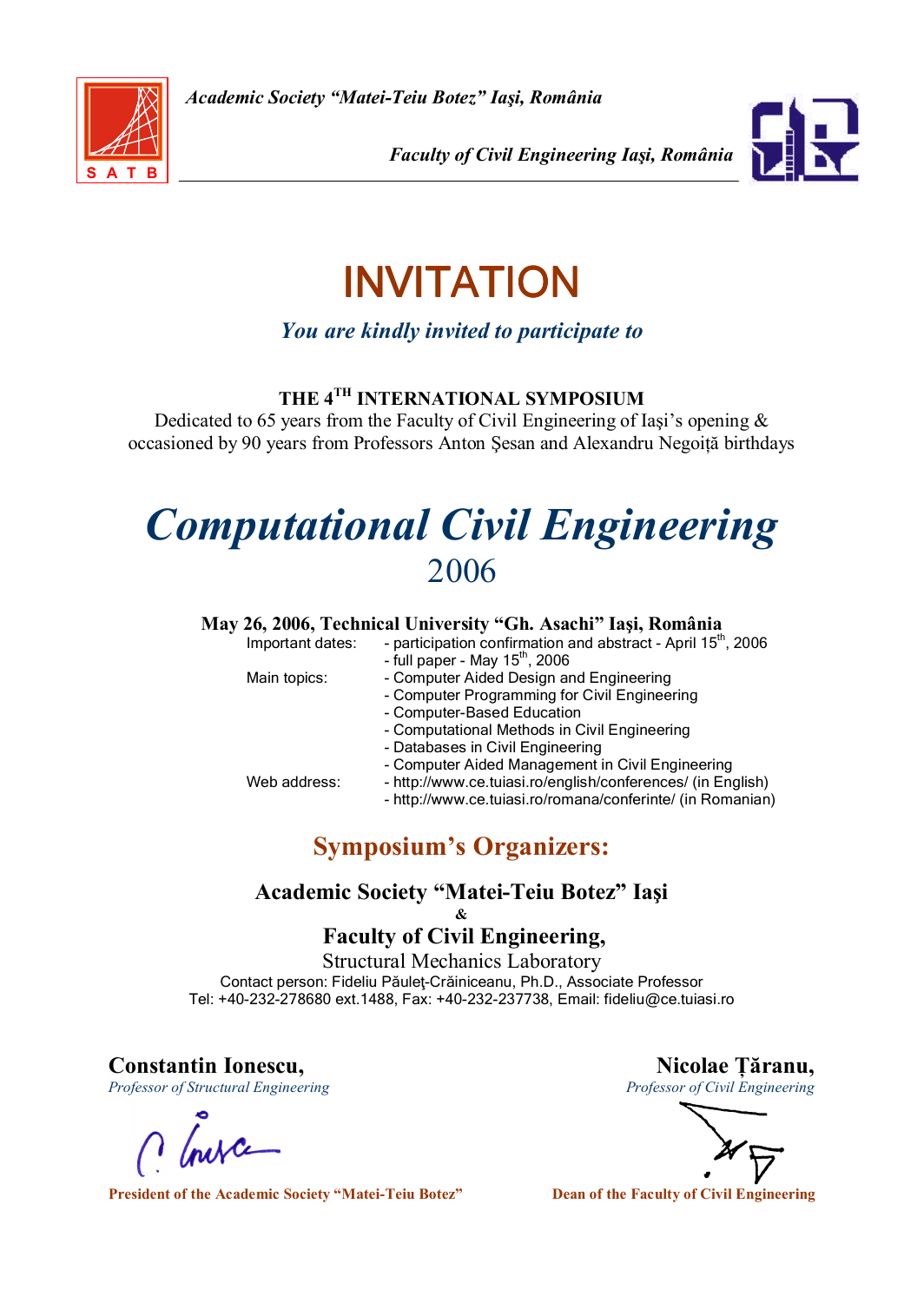*Academic Society "Matei-Teiu Botez" Iaşi, România*

*Faculty of Civil Engineering Iaşi, România*

# INVITATION

*You are kindly invited to participate to*

**THE 4TH INTERNATIONAL SYMPOSIUM**

Dedicated to 65 years from the Faculty of Civil Engineering of Iaşi's opening & occasioned by 90 years from Professors Anton Şesan and Alexandru Negoiţă birthdays

# *Computational Civil Engineering*

## 2006

**May 26, 2006, Technical University "Gh. Asachi" Iaşi, România**

Important dates:
- participation confirmation and abstract - April 15th, 2006
- full paper - May 15th, 2006

Main topics:
- Computer Aided Design and Engineering
- Computer Programming for Civil Engineering
- Computer-Based Education
- Computational Methods in Civil Engineering
- Databases in Civil Engineering
- Computer Aided Management in Civil Engineering

Web address:
- http://www.ce.tuiasi.ro/english/conferences/ (in English)
- http://www.ce.tuiasi.ro/romana/conferinte/ (in Romanian)

## Symposium's Organizers:

**Academic Society "Matei-Teiu Botez" Iaşi**

**&**

**Faculty of Civil Engineering,**

Structural Mechanics Laboratory

Contact person: Fideliu Păuleţ-Crăiniceanu, Ph.D., Associate Professor

Tel: +40-232-278680 ext.1488, Fax: +40-232-237738, Email: fideliu@ce.tuiasi.ro

**Constantin Ionescu,**
*Professor of Structural Engineering*

**President of the Academic Society "Matei-Teiu Botez"**

**Nicolae Ţăranu,**
*Professor of Civil Engineering*

**Dean of the Faculty of Civil Engineering**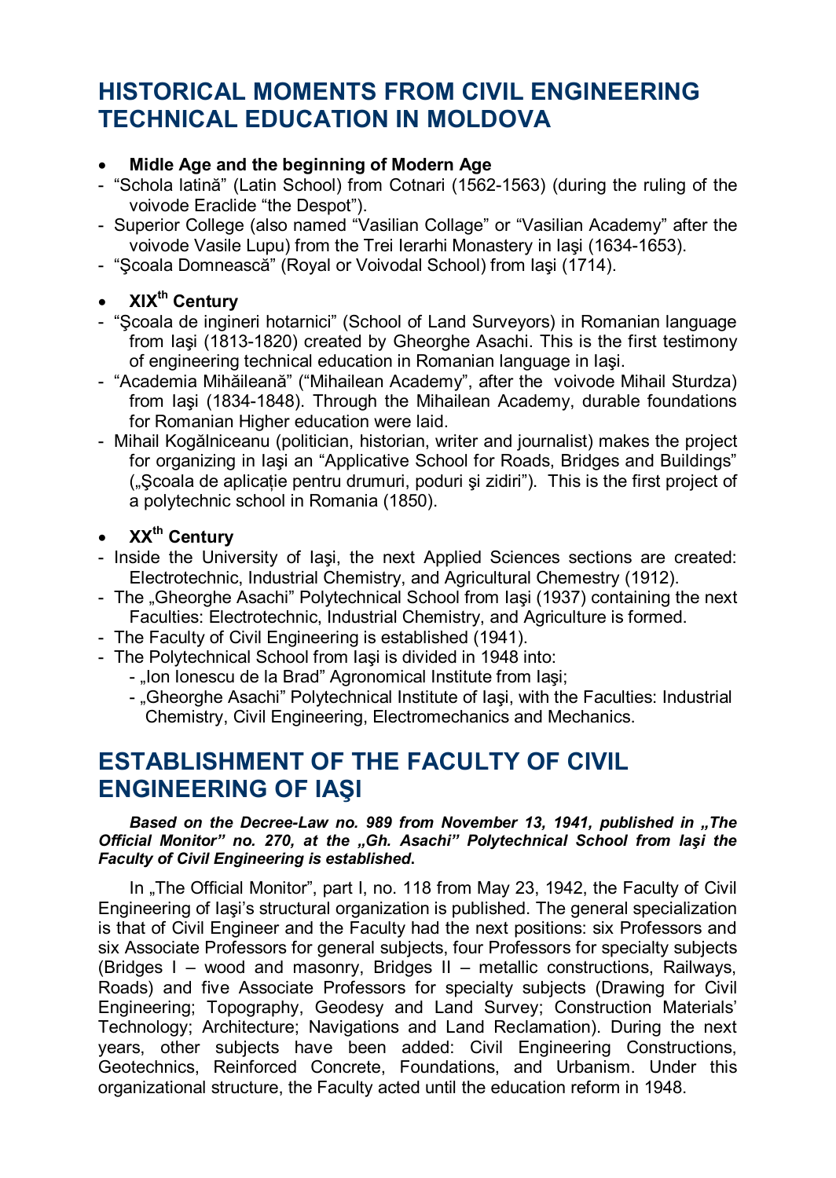# HISTORICAL MOMENTS FROM CIVIL ENGINEERING TECHNICAL EDUCATION IN MOLDOVA

- **Midle Age and the beginning of Modern Age**

- "Schola latină" (Latin School) from Cotnari (1562-1563) (during the ruling of the voivode Eraclide "the Despot").
- Superior College (also named "Vasilian Collage" or "Vasilian Academy" after the voivode Vasile Lupu) from the Trei Ierarhi Monastery in Iaşi (1634-1653).
- "Şcoala Domnească" (Royal or Voivodal School) from Iaşi (1714).

- **XIX$^{th}$ Century**

- "Şcoala de ingineri hotarnici" (School of Land Surveyors) in Romanian language from Iaşi (1813-1820) created by Gheorghe Asachi. This is the first testimony of engineering technical education in Romanian language in Iaşi.
- "Academia Mihăileană" ("Mihailean Academy", after the voivode Mihail Sturdza) from Iaşi (1834-1848). Through the Mihailean Academy, durable foundations for Romanian Higher education were laid.
- Mihail Kogălniceanu (politician, historian, writer and journalist) makes the project for organizing in Iaşi an "Applicative School for Roads, Bridges and Buildings" („Şcoala de aplicație pentru drumuri, poduri şi zidiri"). This is the first project of a polytechnic school in Romania (1850).

- **XX$^{th}$ Century**

- Inside the University of Iaşi, the next Applied Sciences sections are created: Electrotechnic, Industrial Chemistry, and Agricultural Chemestry (1912).
- The „Gheorghe Asachi" Polytechnical School from Iaşi (1937) containing the next Faculties: Electrotechnic, Industrial Chemistry, and Agriculture is formed.
- The Faculty of Civil Engineering is established (1941).
- The Polytechnical School from Iaşi is divided in 1948 into:
  - „Ion Ionescu de la Brad" Agronomical Institute from Iaşi;
  - „Gheorghe Asachi" Polytechnical Institute of Iaşi, with the Faculties: Industrial Chemistry, Civil Engineering, Electromechanics and Mechanics.

# ESTABLISHMENT OF THE FACULTY OF CIVIL ENGINEERING OF IAŞI

***Based on the Decree-Law no. 989 from November 13, 1941, published in „The Official Monitor" no. 270, at the „Gh. Asachi" Polytechnical School from Iaşi the Faculty of Civil Engineering is established.***

In „The Official Monitor", part I, no. 118 from May 23, 1942, the Faculty of Civil Engineering of Iaşi's structural organization is published. The general specialization is that of Civil Engineer and the Faculty had the next positions: six Professors and six Associate Professors for general subjects, four Professors for specialty subjects (Bridges I – wood and masonry, Bridges II – metallic constructions, Railways, Roads) and five Associate Professors for specialty subjects (Drawing for Civil Engineering; Topography, Geodesy and Land Survey; Construction Materials' Technology; Architecture; Navigations and Land Reclamation). During the next years, other subjects have been added: Civil Engineering Constructions, Geotechnics, Reinforced Concrete, Foundations, and Urbanism. Under this organizational structure, the Faculty acted until the education reform in 1948.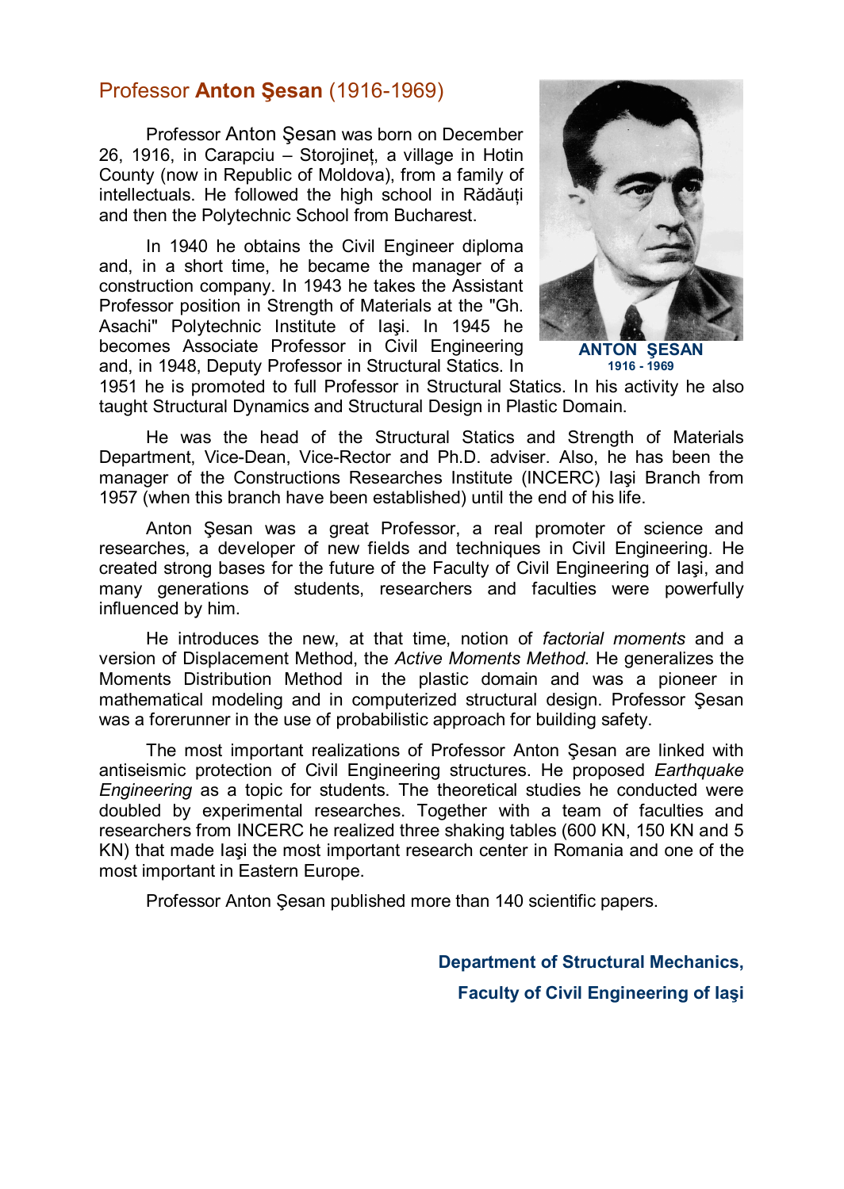## Professor **Anton Şesan** (1916-1969)

Professor Anton Şesan was born on December 26, 1916, in Carapciu – Storojineț, a village in Hotin County (now in Republic of Moldova), from a family of intellectuals. He followed the high school in Rădăuți and then the Polytechnic School from Bucharest.

In 1940 he obtains the Civil Engineer diploma and, in a short time, he became the manager of a construction company. In 1943 he takes the Assistant Professor position in Strength of Materials at the "Gh. Asachi" Polytechnic Institute of Iaşi. In 1945 he becomes Associate Professor in Civil Engineering and, in 1948, Deputy Professor in Structural Statics. In 1951 he is promoted to full Professor in Structural Statics. In his activity he also taught Structural Dynamics and Structural Design in Plastic Domain.

**ANTON ŞESAN**
**1916 - 1969**

He was the head of the Structural Statics and Strength of Materials Department, Vice-Dean, Vice-Rector and Ph.D. adviser. Also, he has been the manager of the Constructions Researches Institute (INCERC) Iaşi Branch from 1957 (when this branch have been established) until the end of his life.

Anton Şesan was a great Professor, a real promoter of science and researches, a developer of new fields and techniques in Civil Engineering. He created strong bases for the future of the Faculty of Civil Engineering of Iaşi, and many generations of students, researchers and faculties were powerfully influenced by him.

He introduces the new, at that time, notion of *factorial moments* and a version of Displacement Method, the *Active Moments Method*. He generalizes the Moments Distribution Method in the plastic domain and was a pioneer in mathematical modeling and in computerized structural design. Professor Şesan was a forerunner in the use of probabilistic approach for building safety.

The most important realizations of Professor Anton Şesan are linked with antiseismic protection of Civil Engineering structures. He proposed *Earthquake Engineering* as a topic for students. The theoretical studies he conducted were doubled by experimental researches. Together with a team of faculties and researchers from INCERC he realized three shaking tables (600 KN, 150 KN and 5 KN) that made Iaşi the most important research center in Romania and one of the most important in Eastern Europe.

Professor Anton Şesan published more than 140 scientific papers.

**Department of Structural Mechanics,**

**Faculty of Civil Engineering of Iaşi**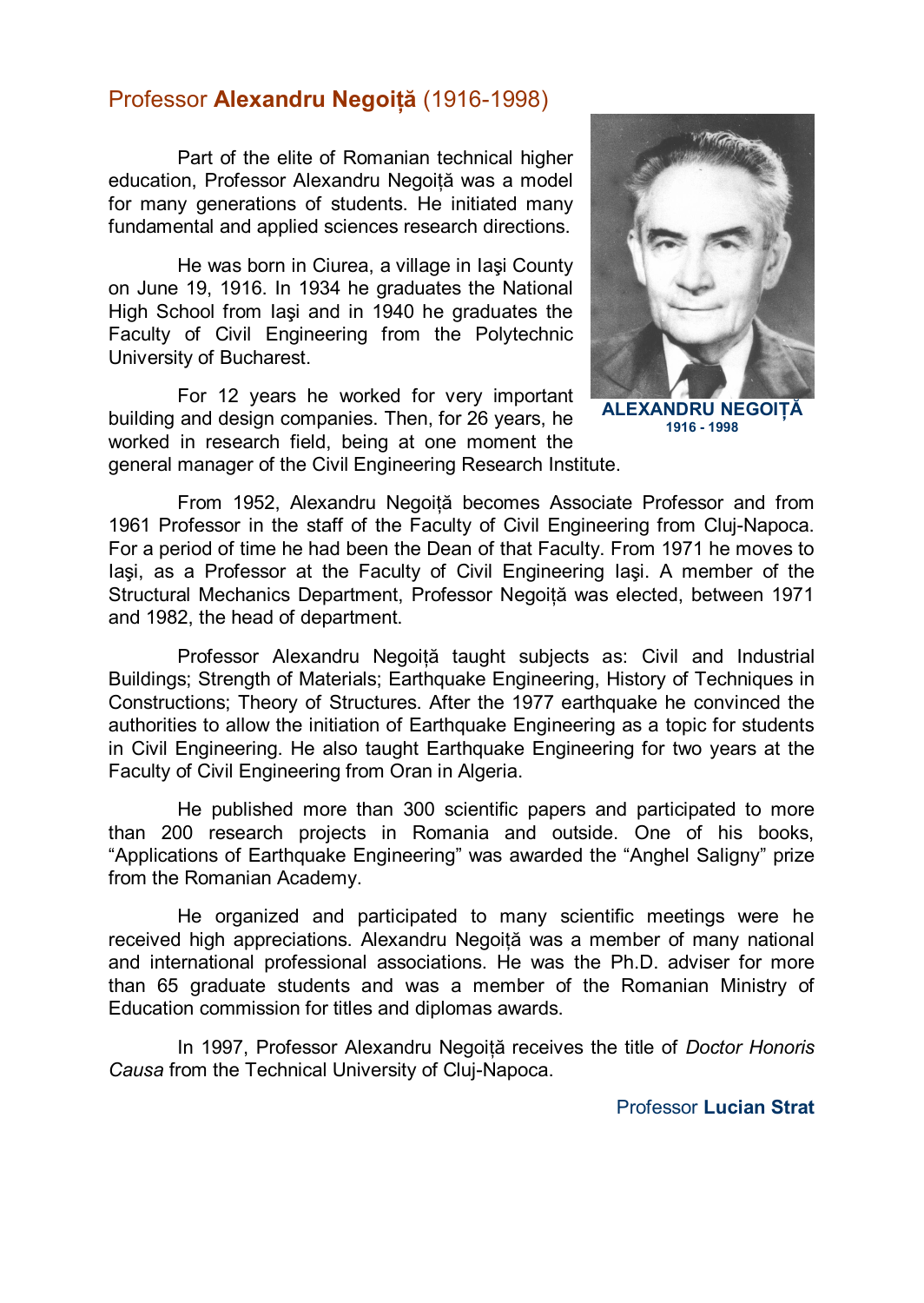## Professor **Alexandru Negoiță** (1916-1998)

Part of the elite of Romanian technical higher education, Professor Alexandru Negoiță was a model for many generations of students. He initiated many fundamental and applied sciences research directions.

He was born in Ciurea, a village in Iaşi County on June 19, 1916. In 1934 he graduates the National High School from Iaşi and in 1940 he graduates the Faculty of Civil Engineering from the Polytechnic University of Bucharest.

For 12 years he worked for very important building and design companies. Then, for 26 years, he worked in research field, being at one moment the general manager of the Civil Engineering Research Institute.

**ALEXANDRU NEGOIȚĂ**
**1916 - 1998**

From 1952, Alexandru Negoiță becomes Associate Professor and from 1961 Professor in the staff of the Faculty of Civil Engineering from Cluj-Napoca. For a period of time he had been the Dean of that Faculty. From 1971 he moves to Iaşi, as a Professor at the Faculty of Civil Engineering Iaşi. A member of the Structural Mechanics Department, Professor Negoiță was elected, between 1971 and 1982, the head of department.

Professor Alexandru Negoiță taught subjects as: Civil and Industrial Buildings; Strength of Materials; Earthquake Engineering, History of Techniques in Constructions; Theory of Structures. After the 1977 earthquake he convinced the authorities to allow the initiation of Earthquake Engineering as a topic for students in Civil Engineering. He also taught Earthquake Engineering for two years at the Faculty of Civil Engineering from Oran in Algeria.

He published more than 300 scientific papers and participated to more than 200 research projects in Romania and outside. One of his books, “Applications of Earthquake Engineering” was awarded the “Anghel Saligny” prize from the Romanian Academy.

He organized and participated to many scientific meetings were he received high appreciations. Alexandru Negoiță was a member of many national and international professional associations. He was the Ph.D. adviser for more than 65 graduate students and was a member of the Romanian Ministry of Education commission for titles and diplomas awards.

In 1997, Professor Alexandru Negoiță receives the title of *Doctor Honoris Causa* from the Technical University of Cluj-Napoca.

Professor **Lucian Strat**